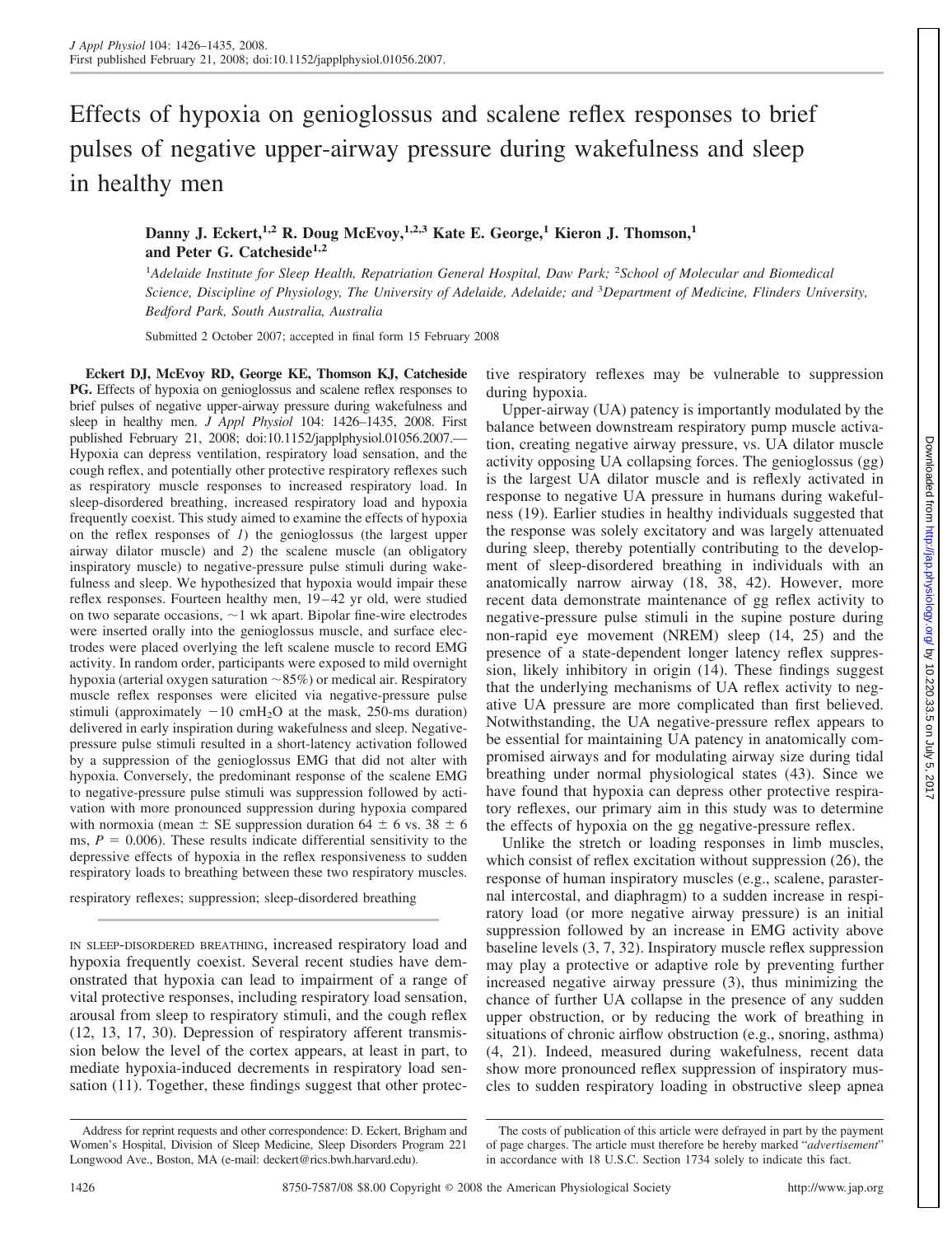# Effects of hypoxia on genioglossus and scalene reflex responses to brief pulses of negative upper-airway pressure during wakefulness and sleep in healthy men

**Danny J. Eckert,[1,2] R. Doug McEvoy,[1,2,3] Kate E. George,[1] Kieron J. Thomson,[1] and Peter G. Catcheside[1,2]**

[1]*Adelaide Institute for Sleep Health, Repatriation General Hospital, Daw Park;* [2]*School of Molecular and Biomedical Science, Discipline of Physiology, The University of Adelaide, Adelaide; and* [3]*Department of Medicine, Flinders University, Bedford Park, South Australia, Australia*

Submitted 2 October 2007; accepted in final form 15 February 2008

**Eckert DJ, McEvoy RD, George KE, Thomson KJ, Catcheside PG.** Effects of hypoxia on genioglossus and scalene reflex responses to brief pulses of negative upper-airway pressure during wakefulness and sleep in healthy men. *J Appl Physiol* 104: 1426–1435, 2008. First published February 21, 2008; doi:10.1152/japplphysiol.01056.2007.—Hypoxia can depress ventilation, respiratory load sensation, and the cough reflex, and potentially other protective respiratory reflexes such as respiratory muscle responses to increased respiratory load. In sleep-disordered breathing, increased respiratory load and hypoxia frequently coexist. This study aimed to examine the effects of hypoxia on the reflex responses of *1*) the genioglossus (the largest upper airway dilator muscle) and *2*) the scalene muscle (an obligatory inspiratory muscle) to negative-pressure pulse stimuli during wakefulness and sleep. We hypothesized that hypoxia would impair these reflex responses. Fourteen healthy men, 19–42 yr old, were studied on two separate occasions, ~1 wk apart. Bipolar fine-wire electrodes were inserted orally into the genioglossus muscle, and surface electrodes were placed overlying the left scalene muscle to record EMG activity. In random order, participants were exposed to mild overnight hypoxia (arterial oxygen saturation ~85%) or medical air. Respiratory muscle reflex responses were elicited via negative-pressure pulse stimuli (approximately −10 $cmH_2O$ at the mask, 250-ms duration) delivered in early inspiration during wakefulness and sleep. Negative-pressure pulse stimuli resulted in a short-latency activation followed by a suppression of the genioglossus EMG that did not alter with hypoxia. Conversely, the predominant response of the scalene EMG to negative-pressure pulse stimuli was suppression followed by activation with more pronounced suppression during hypoxia compared with normoxia (mean ± SE suppression duration 64 ± 6 vs. 38 ± 6 ms, $P = 0.006$). These results indicate differential sensitivity to the depressive effects of hypoxia in the reflex responsiveness to sudden respiratory loads to breathing between these two respiratory muscles.

respiratory reflexes; suppression; sleep-disordered breathing

IN SLEEP-DISORDERED BREATHING, increased respiratory load and hypoxia frequently coexist. Several recent studies have demonstrated that hypoxia can lead to impairment of a range of vital protective responses, including respiratory load sensation, arousal from sleep to respiratory stimuli, and the cough reflex (12, 13, 17, 30). Depression of respiratory afferent transmission below the level of the cortex appears, at least in part, to mediate hypoxia-induced decrements in respiratory load sensation (11). Together, these findings suggest that other protective respiratory reflexes may be vulnerable to suppression during hypoxia.

Upper-airway (UA) patency is importantly modulated by the balance between downstream respiratory pump muscle activation, creating negative airway pressure, vs. UA dilator muscle activity opposing UA collapsing forces. The genioglossus (gg) is the largest UA dilator muscle and is reflexly activated in response to negative UA pressure in humans during wakefulness (19). Earlier studies in healthy individuals suggested that the response was solely excitatory and was largely attenuated during sleep, thereby potentially contributing to the development of sleep-disordered breathing in individuals with an anatomically narrow airway (18, 38, 42). However, more recent data demonstrate maintenance of gg reflex activity to negative-pressure pulse stimuli in the supine posture during non-rapid eye movement (NREM) sleep (14, 25) and the presence of a state-dependent longer latency reflex suppression, likely inhibitory in origin (14). These findings suggest that the underlying mechanisms of UA reflex activity to negative UA pressure are more complicated than first believed. Notwithstanding, the UA negative-pressure reflex appears to be essential for maintaining UA patency in anatomically compromised airways and for modulating airway size during tidal breathing under normal physiological states (43). Since we have found that hypoxia can depress other protective respiratory reflexes, our primary aim in this study was to determine the effects of hypoxia on the gg negative-pressure reflex.

Unlike the stretch or loading responses in limb muscles, which consist of reflex excitation without suppression (26), the response of human inspiratory muscles (e.g., scalene, parasternal intercostal, and diaphragm) to a sudden increase in respiratory load (or more negative airway pressure) is an initial suppression followed by an increase in EMG activity above baseline levels (3, 7, 32). Inspiratory muscle reflex suppression may play a protective or adaptive role by preventing further increased negative airway pressure (3), thus minimizing the chance of further UA collapse in the presence of any sudden upper obstruction, or by reducing the work of breathing in situations of chronic airflow obstruction (e.g., snoring, asthma) (4, 21). Indeed, measured during wakefulness, recent data show more pronounced reflex suppression of inspiratory muscles to sudden respiratory loading in obstructive sleep apnea

Address for reprint requests and other correspondence: D. Eckert, Brigham and Women's Hospital, Division of Sleep Medicine, Sleep Disorders Program 221 Longwood Ave., Boston, MA (e-mail: deckert@rics.bwh.harvard.edu).

The costs of publication of this article were defrayed in part by the payment of page charges. The article must therefore be hereby marked "*advertisement*" in accordance with 18 U.S.C. Section 1734 solely to indicate this fact.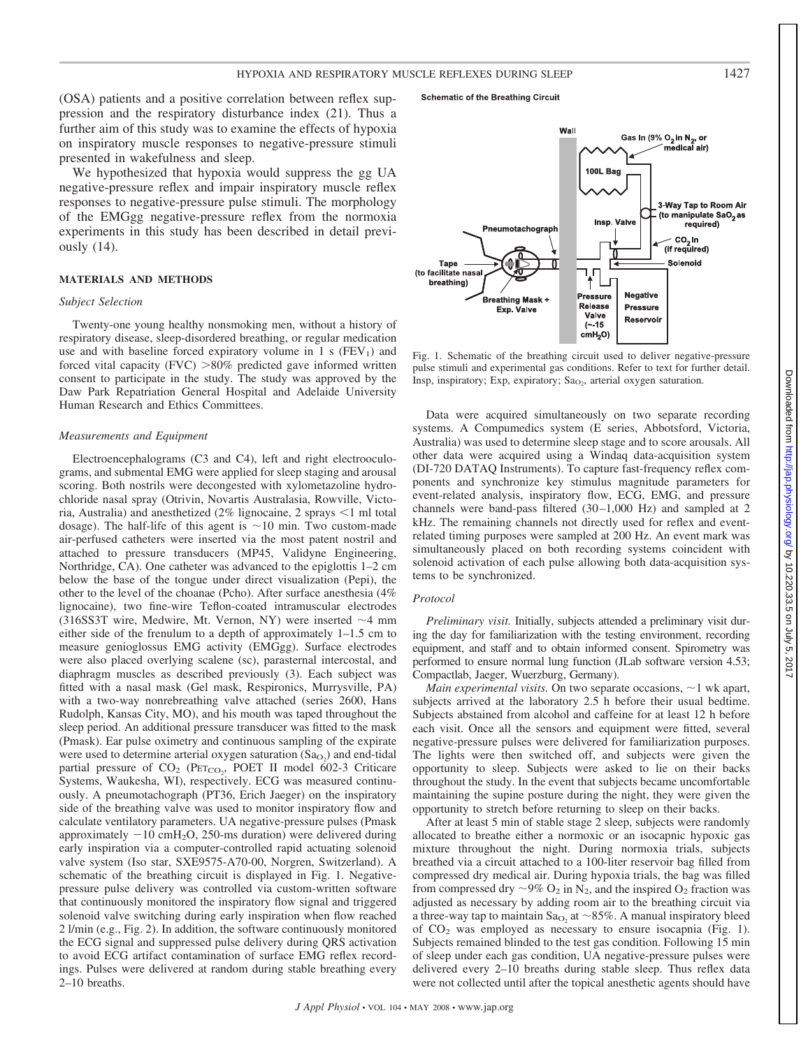(OSA) patients and a positive correlation between reflex suppression and the respiratory disturbance index (21). Thus a further aim of this study was to examine the effects of hypoxia on inspiratory muscle responses to negative-pressure stimuli presented in wakefulness and sleep.

We hypothesized that hypoxia would suppress the gg UA negative-pressure reflex and impair inspiratory muscle reflex responses to negative-pressure pulse stimuli. The morphology of the EMGgg negative-pressure reflex from the normoxia experiments in this study has been described in detail previously (14).

## MATERIALS AND METHODS

### *Subject Selection*

Twenty-one young healthy nonsmoking men, without a history of respiratory disease, sleep-disordered breathing, or regular medication use and with baseline forced expiratory volume in 1 s ($FEV_1$) and forced vital capacity (FVC) >80% predicted gave informed written consent to participate in the study. The study was approved by the Daw Park Repatriation General Hospital and Adelaide University Human Research and Ethics Committees.

### *Measurements and Equipment*

Electroencephalograms (C3 and C4), left and right electrooculograms, and submental EMG were applied for sleep staging and arousal scoring. Both nostrils were decongested with xylometazoline hydrochloride nasal spray (Otrivin, Novartis Australasia, Rowville, Victoria, Australia) and anesthetized (2% lignocaine, 2 sprays <1 ml total dosage). The half-life of this agent is ~10 min. Two custom-made air-perfused catheters were inserted via the most patent nostril and attached to pressure transducers (MP45, Validyne Engineering, Northridge, CA). One catheter was advanced to the epiglottis 1–2 cm below the base of the tongue under direct visualization (Pepi), the other to the level of the choanae (Pcho). After surface anesthesia (4% lignocaine), two fine-wire Teflon-coated intramuscular electrodes (316SS3T wire, Medwire, Mt. Vernon, NY) were inserted ~4 mm either side of the frenulum to a depth of approximately 1–1.5 cm to measure genioglossus EMG activity (EMGgg). Surface electrodes were also placed overlying scalene (sc), parasternal intercostal, and diaphragm muscles as described previously (3). Each subject was fitted with a nasal mask (Gel mask, Respironics, Murrysville, PA) with a two-way nonrebreathing valve attached (series 2600, Hans Rudolph, Kansas City, MO), and his mouth was taped throughout the sleep period. An additional pressure transducer was fitted to the mask (Pmask). Ear pulse oximetry and continuous sampling of the expirate were used to determine arterial oxygen saturation ($Sa_{O_2}$) and end-tidal partial pressure of $CO_2$ ($P_{ET_{CO_2}}$, POET II model 602-3 Criticare Systems, Waukesha, WI), respectively. ECG was measured continuously. A pneumotachograph (PT36, Erich Jaeger) on the inspiratory side of the breathing valve was used to monitor inspiratory flow and calculate ventilatory parameters. UA negative-pressure pulses (Pmask approximately −10 $cmH_2O$, 250-ms duration) were delivered during early inspiration via a computer-controlled rapid actuating solenoid valve system (Iso star, SXE9575-A70-00, Norgren, Switzerland). A schematic of the breathing circuit is displayed in Fig. 1. Negative-pressure pulse delivery was controlled via custom-written software that continuously monitored the inspiratory flow signal and triggered solenoid valve switching during early inspiration when flow reached 2 l/min (e.g., Fig. 2). In addition, the software continuously monitored the ECG signal and suppressed pulse delivery during QRS activation to avoid ECG artifact contamination of surface EMG reflex recordings. Pulses were delivered at random during stable breathing every 2–10 breaths.

**Schematic of the Breathing Circuit**

Fig. 1. Schematic of the breathing circuit used to deliver negative-pressure pulse stimuli and experimental gas conditions. Refer to text for further detail. Insp, inspiratory; Exp, expiratory; $Sa_{O_2}$, arterial oxygen saturation.

Data were acquired simultaneously on two separate recording systems. A Compumedics system (E series, Abbotsford, Victoria, Australia) was used to determine sleep stage and to score arousals. All other data were acquired using a Windaq data-acquisition system (DI-720 DATAQ Instruments). To capture fast-frequency reflex components and synchronize key stimulus magnitude parameters for event-related analysis, inspiratory flow, ECG, EMG, and pressure channels were band-pass filtered (30–1,000 Hz) and sampled at 2 kHz. The remaining channels not directly used for reflex and event-related timing purposes were sampled at 200 Hz. An event mark was simultaneously placed on both recording systems coincident with solenoid activation of each pulse allowing both data-acquisition systems to be synchronized.

### *Protocol*

*Preliminary visit.* Initially, subjects attended a preliminary visit during the day for familiarization with the testing environment, recording equipment, and staff and to obtain informed consent. Spirometry was performed to ensure normal lung function (JLab software version 4.53; Compactlab, Jaeger, Wuerzburg, Germany).

*Main experimental visits.* On two separate occasions, ~1 wk apart, subjects arrived at the laboratory 2.5 h before their usual bedtime. Subjects abstained from alcohol and caffeine for at least 12 h before each visit. Once all the sensors and equipment were fitted, several negative-pressure pulses were delivered for familiarization purposes. The lights were then switched off, and subjects were given the opportunity to sleep. Subjects were asked to lie on their backs throughout the study. In the event that subjects became uncomfortable maintaining the supine posture during the night, they were given the opportunity to stretch before returning to sleep on their backs.

After at least 5 min of stable stage 2 sleep, subjects were randomly allocated to breathe either a normoxic or an isocapnic hypoxic gas mixture throughout the night. During normoxia trials, subjects breathed via a circuit attached to a 100-liter reservoir bag filled from compressed dry medical air. During hypoxia trials, the bag was filled from compressed dry ~9% $O_2$ in $N_2$, and the inspired $O_2$ fraction was adjusted as necessary by adding room air to the breathing circuit via a three-way tap to maintain $Sa_{O_2}$ at ~85%. A manual inspiratory bleed of $CO_2$ was employed as necessary to ensure isocapnia (Fig. 1). Subjects remained blinded to the test gas condition. Following 15 min of sleep under each gas condition, UA negative-pressure pulses were delivered every 2–10 breaths during stable sleep. Thus reflex data were not collected until after the topical anesthetic agents should have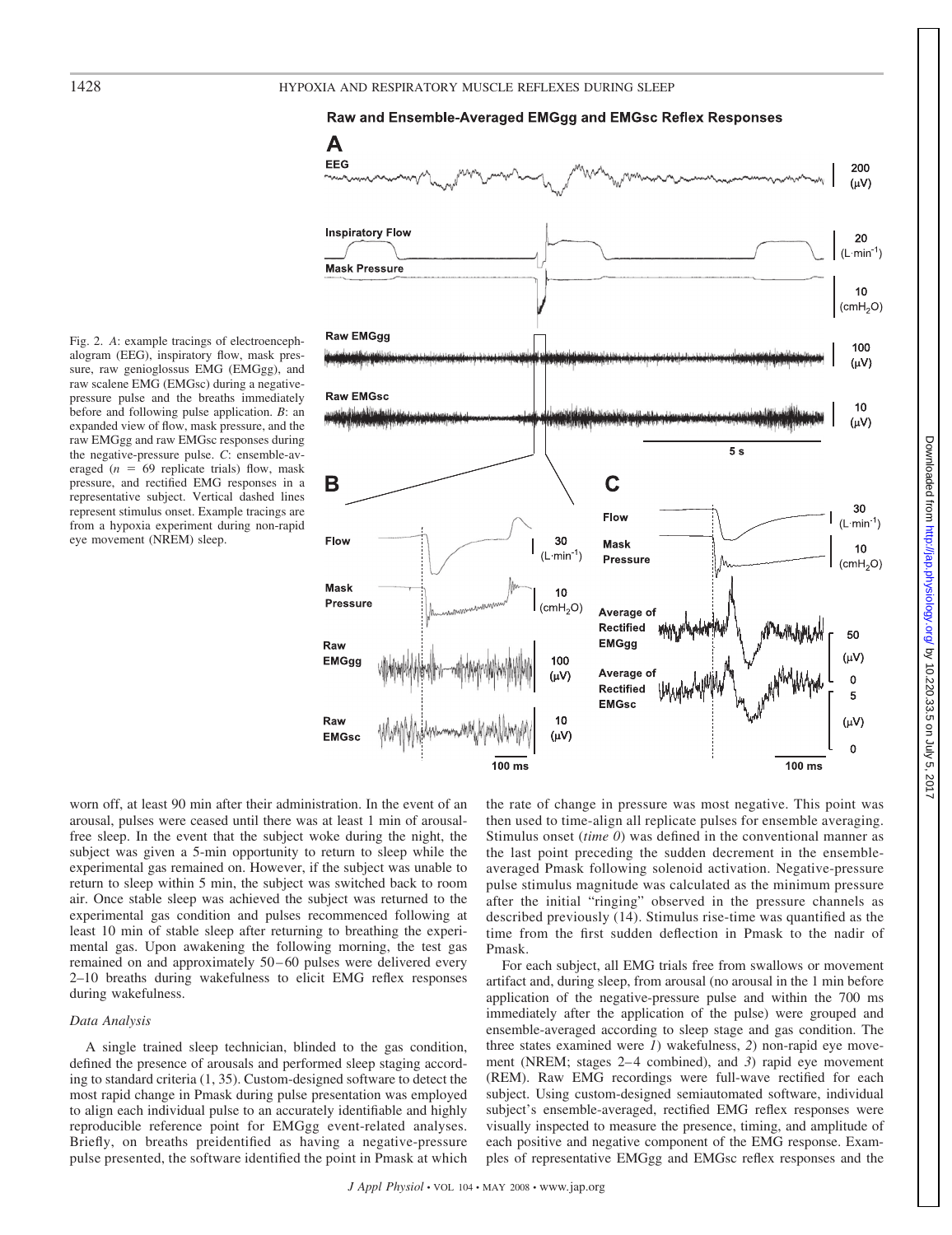Fig. 2. *A*: example tracings of electroencephalogram (EEG), inspiratory flow, mask pressure, raw genioglossus EMG (EMGgg), and raw scalene EMG (EMGsc) during a negative-pressure pulse and the breaths immediately before and following pulse application. *B*: an expanded view of flow, mask pressure, and the raw EMGgg and raw EMGsc responses during the negative-pressure pulse. *C*: ensemble-averaged ($n$ = 69 replicate trials) flow, mask pressure, and rectified EMG responses in a representative subject. Vertical dashed lines represent stimulus onset. Example tracings are from a hypoxia experiment during non-rapid eye movement (NREM) sleep.

worn off, at least 90 min after their administration. In the event of an arousal, pulses were ceased until there was at least 1 min of arousal-free sleep. In the event that the subject woke during the night, the subject was given a 5-min opportunity to return to sleep while the experimental gas remained on. However, if the subject was unable to return to sleep within 5 min, the subject was switched back to room air. Once stable sleep was achieved the subject was returned to the experimental gas condition and pulses recommenced following at least 10 min of stable sleep after returning to breathing the experimental gas. Upon awakening the following morning, the test gas remained on and approximately 50–60 pulses were delivered every 2–10 breaths during wakefulness to elicit EMG reflex responses during wakefulness.

### *Data Analysis*

A single trained sleep technician, blinded to the gas condition, defined the presence of arousals and performed sleep staging according to standard criteria (1, 35). Custom-designed software to detect the most rapid change in Pmask during pulse presentation was employed to align each individual pulse to an accurately identifiable and highly reproducible reference point for EMGgg event-related analyses. Briefly, on breaths preidentified as having a negative-pressure pulse presented, the software identified the point in Pmask at which the rate of change in pressure was most negative. This point was then used to time-align all replicate pulses for ensemble averaging. Stimulus onset (*time 0*) was defined in the conventional manner as the last point preceding the sudden decrement in the ensemble-averaged Pmask following solenoid activation. Negative-pressure pulse stimulus magnitude was calculated as the minimum pressure after the initial "ringing" observed in the pressure channels as described previously (14). Stimulus rise-time was quantified as the time from the first sudden deflection in Pmask to the nadir of Pmask.

For each subject, all EMG trials free from swallows or movement artifact and, during sleep, from arousal (no arousal in the 1 min before application of the negative-pressure pulse and within the 700 ms immediately after the application of the pulse) were grouped and ensemble-averaged according to sleep stage and gas condition. The three states examined were *1*) wakefulness, *2*) non-rapid eye movement (NREM; stages 2–4 combined), and *3*) rapid eye movement (REM). Raw EMG recordings were full-wave rectified for each subject. Using custom-designed semiautomated software, individual subject's ensemble-averaged, rectified EMG reflex responses were visually inspected to measure the presence, timing, and amplitude of each positive and negative component of the EMG response. Examples of representative EMGgg and EMGsc reflex responses and the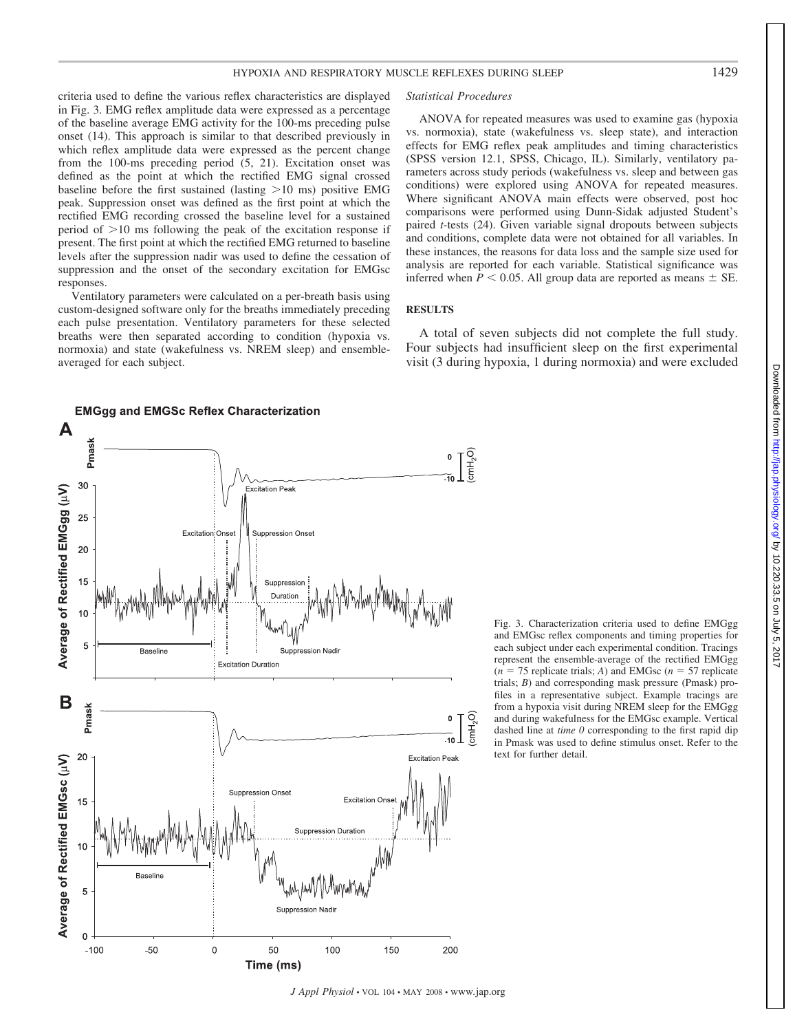criteria used to define the various reflex characteristics are displayed in Fig. 3. EMG reflex amplitude data were expressed as a percentage of the baseline average EMG activity for the 100-ms preceding pulse onset (14). This approach is similar to that described previously in which reflex amplitude data were expressed as the percent change from the 100-ms preceding period (5, 21). Excitation onset was defined as the point at which the rectified EMG signal crossed baseline before the first sustained (lasting >10 ms) positive EMG peak. Suppression onset was defined as the first point at which the rectified EMG recording crossed the baseline level for a sustained period of >10 ms following the peak of the excitation response if present. The first point at which the rectified EMG returned to baseline levels after the suppression nadir was used to define the cessation of suppression and the onset of the secondary excitation for EMGsc responses.

Ventilatory parameters were calculated on a per-breath basis using custom-designed software only for the breaths immediately preceding each pulse presentation. Ventilatory parameters for these selected breaths were then separated according to condition (hypoxia vs. normoxia) and state (wakefulness vs. NREM sleep) and ensemble-averaged for each subject.

### *Statistical Procedures*

ANOVA for repeated measures was used to examine gas (hypoxia vs. normoxia), state (wakefulness vs. sleep state), and interaction effects for EMG reflex peak amplitudes and timing characteristics (SPSS version 12.1, SPSS, Chicago, IL). Similarly, ventilatory parameters across study periods (wakefulness vs. sleep and between gas conditions) were explored using ANOVA for repeated measures. Where significant ANOVA main effects were observed, post hoc comparisons were performed using Dunn-Sidak adjusted Student's paired *t*-tests (24). Given variable signal dropouts between subjects and conditions, complete data were not obtained for all variables. In these instances, the reasons for data loss and the sample size used for analysis are reported for each variable. Statistical significance was inferred when $P < 0.05$. All group data are reported as means ± SE.

## RESULTS

A total of seven subjects did not complete the full study. Four subjects had insufficient sleep on the first experimental visit (3 during hypoxia, 1 during normoxia) and were excluded

Fig. 3. Characterization criteria used to define EMGgg and EMGsc reflex components and timing properties for each subject under each experimental condition. Tracings represent the ensemble-average of the rectified EMGgg ($n = 75$ replicate trials; *A*) and EMGsc ($n = 57$ replicate trials; *B*) and corresponding mask pressure (Pmask) profiles in a representative subject. Example tracings are from a hypoxia visit during NREM sleep for the EMGgg and during wakefulness for the EMGsc example. Vertical dashed line at *time 0* corresponding to the first rapid dip in Pmask was used to define stimulus onset. Refer to the text for further detail.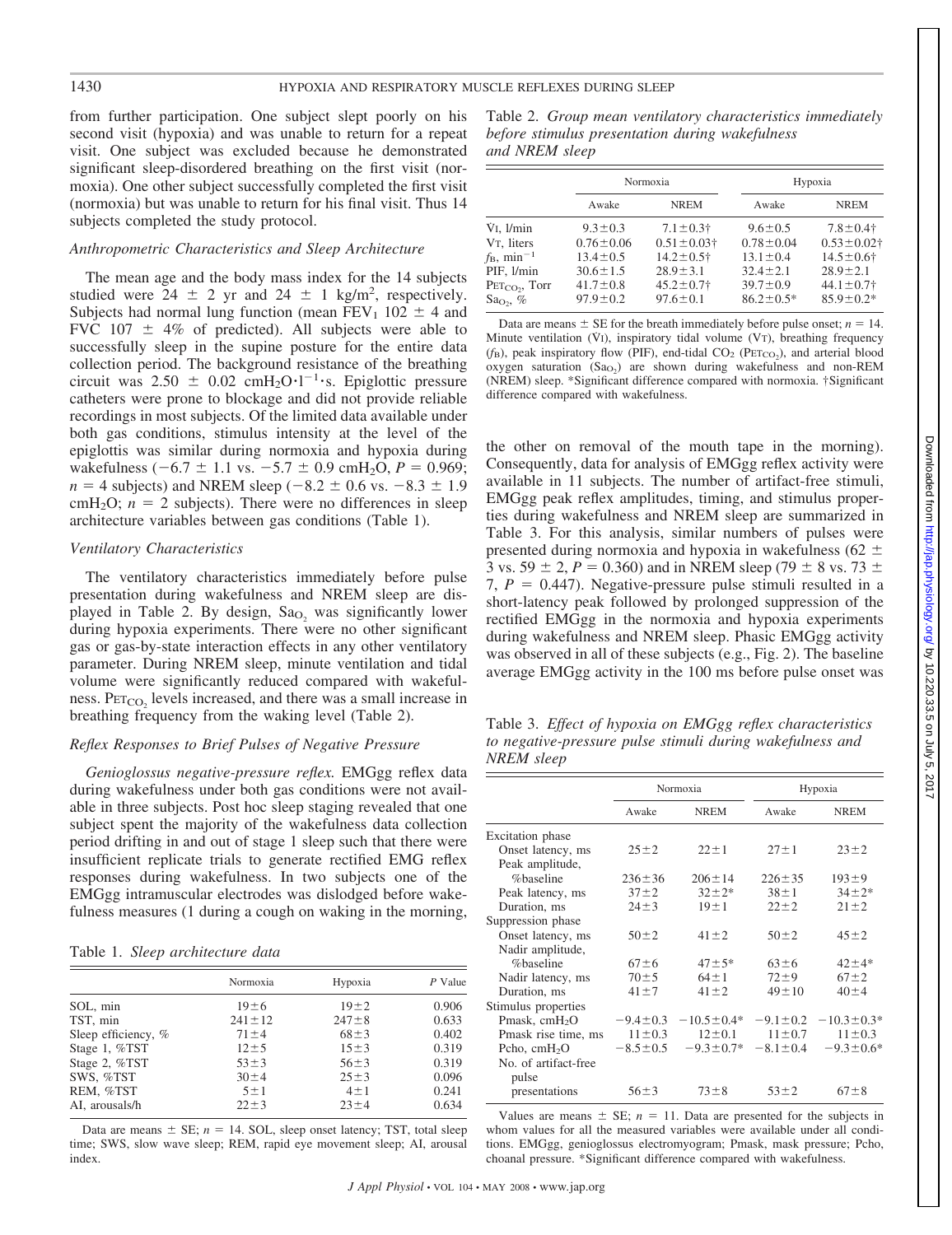from further participation. One subject slept poorly on his second visit (hypoxia) and was unable to return for a repeat visit. One subject was excluded because he demonstrated significant sleep-disordered breathing on the first visit (normoxia). One other subject successfully completed the first visit (normoxia) but was unable to return for his final visit. Thus 14 subjects completed the study protocol.

### *Anthropometric Characteristics and Sleep Architecture*

The mean age and the body mass index for the 14 subjects studied were 24 ± 2 yr and 24 ± 1 kg/m$^2$, respectively. Subjects had normal lung function (mean $FEV_1$ 102 ± 4 and FVC 107 ± 4% of predicted). All subjects were able to successfully sleep in the supine posture for the entire data collection period. The background resistance of the breathing circuit was 2.50 ± 0.02 $cmH_2O \cdot l^{-1} \cdot s$. Epiglottic pressure catheters were prone to blockage and did not provide reliable recordings in most subjects. Of the limited data available under both gas conditions, stimulus intensity at the level of the epiglottis was similar during normoxia and hypoxia during wakefulness (−6.7 ± 1.1 vs. −5.7 ± 0.9 $cmH_2O$, $P = 0.969$; $n = 4$ subjects) and NREM sleep (−8.2 ± 0.6 vs. −8.3 ± 1.9 $cmH_2O$; $n = 2$ subjects). There were no differences in sleep architecture variables between gas conditions (Table 1).

Table 1. *Sleep architecture data*

| | Normoxia | Hypoxia | *P* Value |
|---|---|---|---|
| SOL, min | 19±6 | 19±2 | 0.906 |
| TST, min | 241±12 | 247±8 | 0.633 |
| Sleep efficiency, % | 71±4 | 68±3 | 0.402 |
| Stage 1, %TST | 12±5 | 15±3 | 0.319 |
| Stage 2, %TST | 53±3 | 56±3 | 0.319 |
| SWS, %TST | 30±4 | 25±3 | 0.096 |
| REM, %TST | 5±1 | 4±1 | 0.241 |
| AI, arousals/h | 22±3 | 23±4 | 0.634 |

Data are means ± SE; $n = 14$. SOL, sleep onset latency; TST, total sleep time; SWS, slow wave sleep; REM, rapid eye movement sleep; AI, arousal index.

### *Ventilatory Characteristics*

The ventilatory characteristics immediately before pulse presentation during wakefulness and NREM sleep are displayed in Table 2. By design, $Sa_{O_2}$ was significantly lower during hypoxia experiments. There were no other significant gas or gas-by-state interaction effects in any other ventilatory parameter. During NREM sleep, minute ventilation and tidal volume were significantly reduced compared with wakefulness. $P_{ET_{CO_2}}$ levels increased, and there was a small increase in breathing frequency from the waking level (Table 2).

Table 2. *Group mean ventilatory characteristics immediately before stimulus presentation during wakefulness and NREM sleep*

| | Normoxia | | Hypoxia | |
|---|---|---|---|---|
| | Awake | NREM | Awake | NREM |
| $\dot{V}_I$, l/min | 9.3±0.3 | 7.1±0.3† | 9.6±0.5 | 7.8±0.4† |
| $V_T$, liters | 0.76±0.06 | 0.51±0.03† | 0.78±0.04 | 0.53±0.02† |
| $f_B$, min$^{-1}$ | 13.4±0.5 | 14.2±0.5† | 13.1±0.4 | 14.5±0.6† |
| PIF, l/min | 30.6±1.5 | 28.9±3.1 | 32.4±2.1 | 28.9±2.1 |
| $P_{ET_{CO_2}}$, Torr | 41.7±0.8 | 45.2±0.7† | 39.7±0.9 | 44.1±0.7† |
| $Sa_{O_2}$, % | 97.9±0.2 | 97.6±0.1 | 86.2±0.5* | 85.9±0.2* |

Data are means ± SE for the breath immediately before pulse onset; $n = 14$. Minute ventilation ($\dot{V}_I$), inspiratory tidal volume ($V_T$), breathing frequency ($f_B$), peak inspiratory flow (PIF), end-tidal $CO_2$ ($P_{ET_{CO_2}}$), and arterial blood oxygen saturation ($Sa_{O_2}$) are shown during wakefulness and non-REM (NREM) sleep. *Significant difference compared with normoxia. †Significant difference compared with wakefulness.

### *Reflex Responses to Brief Pulses of Negative Pressure*

*Genioglossus negative-pressure reflex.* EMGgg reflex data during wakefulness under both gas conditions were not available in three subjects. Post hoc sleep staging revealed that one subject spent the majority of the wakefulness data collection period drifting in and out of stage 1 sleep such that there were insufficient replicate trials to generate rectified EMG reflex responses during wakefulness. In two subjects one of the EMGgg intramuscular electrodes was dislodged before wakefulness measures (1 during a cough on waking in the morning, the other on removal of the mouth tape in the morning). Consequently, data for analysis of EMGgg reflex activity were available in 11 subjects. The number of artifact-free stimuli, EMGgg peak reflex amplitudes, timing, and stimulus properties during wakefulness and NREM sleep are summarized in Table 3. For this analysis, similar numbers of pulses were presented during normoxia and hypoxia in wakefulness (62 ± 3 vs. 59 ± 2, $P = 0.360$) and in NREM sleep (79 ± 8 vs. 73 ± 7, $P = 0.447$). Negative-pressure pulse stimuli resulted in a short-latency peak followed by prolonged suppression of the rectified EMGgg in the normoxia and hypoxia experiments during wakefulness and NREM sleep. Phasic EMGgg activity was observed in all of these subjects (e.g., Fig. 2). The baseline average EMGgg activity in the 100 ms before pulse onset was

Table 3. *Effect of hypoxia on EMGgg reflex characteristics to negative-pressure pulse stimuli during wakefulness and NREM sleep*

| | Normoxia | | Hypoxia | |
|---|---|---|---|---|
| | Awake | NREM | Awake | NREM |
| Excitation phase | | | | |
| Onset latency, ms | 25±2 | 22±1 | 27±1 | 23±2 |
| Peak amplitude, %baseline | 236±36 | 206±14 | 226±35 | 193±9 |
| Peak latency, ms | 37±2 | 32±2* | 38±1 | 34±2* |
| Duration, ms | 24±3 | 19±1 | 22±2 | 21±2 |
| Suppression phase | | | | |
| Onset latency, ms | 50±2 | 41±2 | 50±2 | 45±2 |
| Nadir amplitude, %baseline | 67±6 | 47±5* | 63±6 | 42±4* |
| Nadir latency, ms | 70±5 | 64±1 | 72±9 | 67±2 |
| Duration, ms | 41±7 | 41±2 | 49±10 | 40±4 |
| Stimulus properties | | | | |
| Pmask, $cmH_2O$ | −9.4±0.3 | −10.5±0.4* | −9.1±0.2 | −10.3±0.3* |
| Pmask rise time, ms | 11±0.3 | 12±0.1 | 11±0.7 | 11±0.3 |
| Pcho, $cmH_2O$ | −8.5±0.5 | −9.3±0.7* | −8.1±0.4 | −9.3±0.6* |
| No. of artifact-free pulse presentations | 56±3 | 73±8 | 53±2 | 67±8 |

Values are means ± SE; $n = 11$. Data are presented for the subjects in whom values for all the measured variables were available under all conditions. EMGgg, genioglossus electromyogram; Pmask, mask pressure; Pcho, choanal pressure. *Significant difference compared with wakefulness.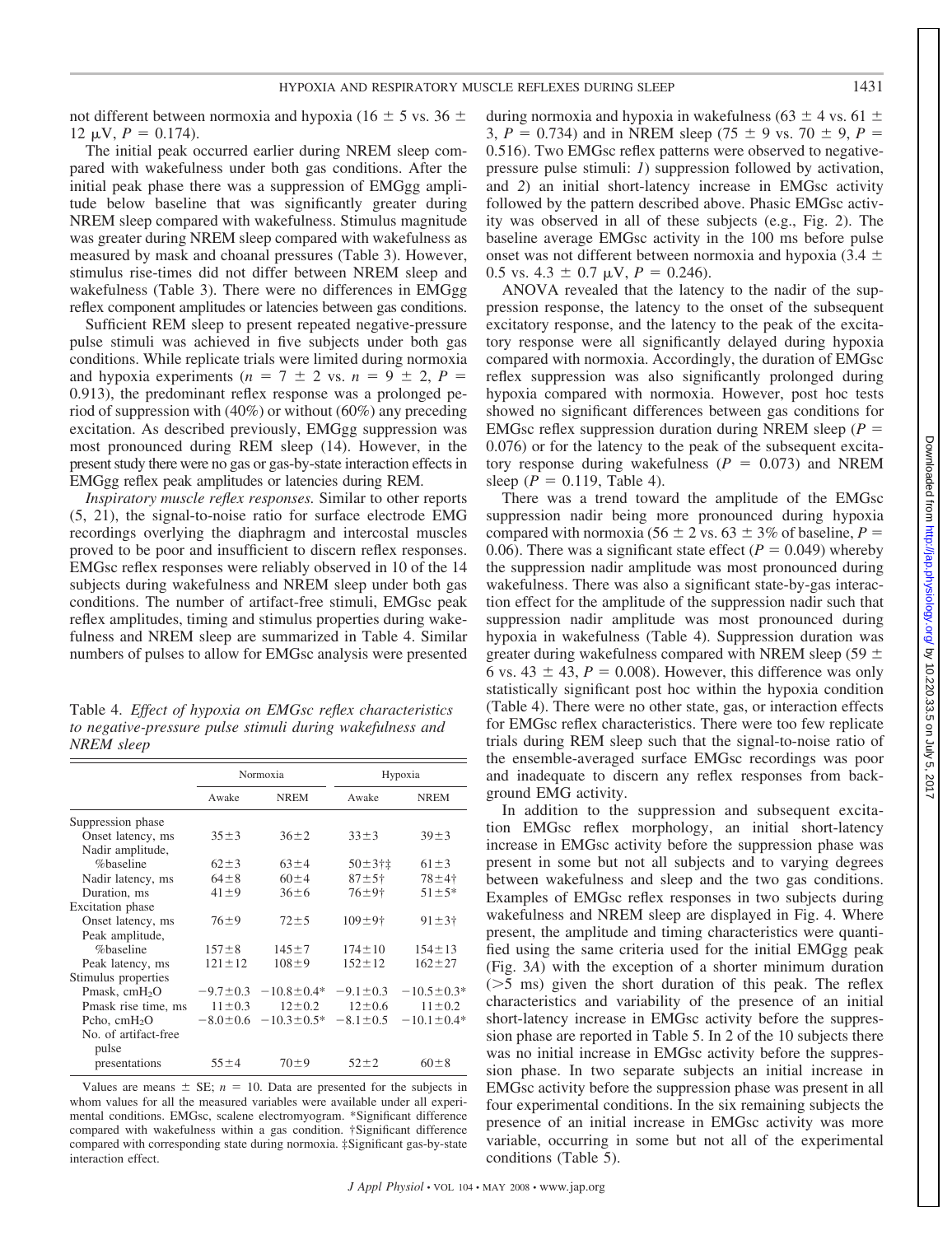not different between normoxia and hypoxia (16 ± 5 vs. 36 ± 12 μV, $P = 0.174$).

The initial peak occurred earlier during NREM sleep compared with wakefulness under both gas conditions. After the initial peak phase there was a suppression of EMGgg amplitude below baseline that was significantly greater during NREM sleep compared with wakefulness. Stimulus magnitude was greater during NREM sleep compared with wakefulness as measured by mask and choanal pressures (Table 3). However, stimulus rise-times did not differ between NREM sleep and wakefulness (Table 3). There were no differences in EMGgg reflex component amplitudes or latencies between gas conditions.

Sufficient REM sleep to present repeated negative-pressure pulse stimuli was achieved in five subjects under both gas conditions. While replicate trials were limited during normoxia and hypoxia experiments ($n = 7 \pm 2$ vs. $n = 9 \pm 2$, $P = 0.913$), the predominant reflex response was a prolonged period of suppression with (40%) or without (60%) any preceding excitation. As described previously, EMGgg suppression was most pronounced during REM sleep (14). However, in the present study there were no gas or gas-by-state interaction effects in EMGgg reflex peak amplitudes or latencies during REM.

*Inspiratory muscle reflex responses.* Similar to other reports (5, 21), the signal-to-noise ratio for surface electrode EMG recordings overlying the diaphragm and intercostal muscles proved to be poor and insufficient to discern reflex responses. EMGsc reflex responses were reliably observed in 10 of the 14 subjects during wakefulness and NREM sleep under both gas conditions. The number of artifact-free stimuli, EMGsc peak reflex amplitudes, timing and stimulus properties during wakefulness and NREM sleep are summarized in Table 4. Similar numbers of pulses to allow for EMGsc analysis were presented during normoxia and hypoxia in wakefulness (63 ± 4 vs. 61 ± 3, $P = 0.734$) and in NREM sleep (75 ± 9 vs. 70 ± 9, $P = 0.516$). Two EMGsc reflex patterns were observed to negative-pressure pulse stimuli: *1*) suppression followed by activation, and *2*) an initial short-latency increase in EMGsc activity followed by the pattern described above. Phasic EMGsc activity was observed in all of these subjects (e.g., Fig. 2). The baseline average EMGsc activity in the 100 ms before pulse onset was not different between normoxia and hypoxia (3.4 ± 0.5 vs. 4.3 ± 0.7 μV, $P = 0.246$).

ANOVA revealed that the latency to the nadir of the suppression response, the latency to the onset of the subsequent excitatory response, and the latency to the peak of the excitatory response were all significantly delayed during hypoxia compared with normoxia. Accordingly, the duration of EMGsc reflex suppression was also significantly prolonged during hypoxia compared with normoxia. However, post hoc tests showed no significant differences between gas conditions for EMGsc reflex suppression duration during NREM sleep ($P = 0.076$) or for the latency to the peak of the subsequent excitatory response during wakefulness ($P = 0.073$) and NREM sleep ($P = 0.119$, Table 4).

There was a trend toward the amplitude of the EMGsc suppression nadir being more pronounced during hypoxia compared with normoxia (56 ± 2 vs. 63 ± 3% of baseline, $P = 0.06$). There was a significant state effect ($P = 0.049$) whereby the suppression nadir amplitude was most pronounced during wakefulness. There was also a significant state-by-gas interaction effect for the amplitude of the suppression nadir such that suppression nadir amplitude was most pronounced during hypoxia in wakefulness (Table 4). Suppression duration was greater during wakefulness compared with NREM sleep (59 ± 6 vs. 43 ± 43, $P = 0.008$). However, this difference was only statistically significant post hoc within the hypoxia condition (Table 4). There were no other state, gas, or interaction effects for EMGsc reflex characteristics. There were too few replicate trials during REM sleep such that the signal-to-noise ratio of the ensemble-averaged surface EMGsc recordings was poor and inadequate to discern any reflex responses from background EMG activity.

In addition to the suppression and subsequent excitation EMGsc reflex morphology, an initial short-latency increase in EMGsc activity before the suppression phase was present in some but not all subjects and to varying degrees between wakefulness and sleep and the two gas conditions. Examples of EMGsc reflex responses in two subjects during wakefulness and NREM sleep are displayed in Fig. 4. Where present, the amplitude and timing characteristics were quantified using the same criteria used for the initial EMGgg peak (Fig. 3*A*) with the exception of a shorter minimum duration (>5 ms) given the short duration of this peak. The reflex characteristics and variability of the presence of an initial short-latency increase in EMGsc activity before the suppression phase are reported in Table 5. In 2 of the 10 subjects there was no initial increase in EMGsc activity before the suppression phase. In two separate subjects an initial increase in EMGsc activity before the suppression phase was present in all four experimental conditions. In the six remaining subjects the presence of an initial increase in EMGsc activity was more variable, occurring in some but not all of the experimental conditions (Table 5).

Table 4. *Effect of hypoxia on EMGsc reflex characteristics to negative-pressure pulse stimuli during wakefulness and NREM sleep*

| | Normoxia | | Hypoxia | |
|---|---|---|---|---|
| | Awake | NREM | Awake | NREM |
| Suppression phase | | | | |
| Onset latency, ms | 35±3 | 36±2 | 33±3 | 39±3 |
| Nadir amplitude, %baseline | 62±3 | 63±4 | 50±3†‡ | 61±3 |
| Nadir latency, ms | 64±8 | 60±4 | 87±5† | 78±4† |
| Duration, ms | 41±9 | 36±6 | 76±9† | 51±5* |
| Excitation phase | | | | |
| Onset latency, ms | 76±9 | 72±5 | 109±9† | 91±3† |
| Peak amplitude, %baseline | 157±8 | 145±7 | 174±10 | 154±13 |
| Peak latency, ms | 121±12 | 108±9 | 152±12 | 162±27 |
| Stimulus properties | | | | |
| Pmask, $cmH_2O$ | −9.7±0.3 | −10.8±0.4* | −9.1±0.3 | −10.5±0.3* |
| Pmask rise time, ms | 11±0.3 | 12±0.2 | 12±0.6 | 11±0.2 |
| Pcho, $cmH_2O$ | −8.0±0.6 | −10.3±0.5* | −8.1±0.5 | −10.1±0.4* |
| No. of artifact-free pulse presentations | 55±4 | 70±9 | 52±2 | 60±8 |

Values are means ± SE; $n = 10$. Data are presented for the subjects in whom values for all the measured variables were available under all experimental conditions. EMGsc, scalene electromyogram. *Significant difference compared with wakefulness within a gas condition. †Significant difference compared with corresponding state during normoxia. ‡Significant gas-by-state interaction effect.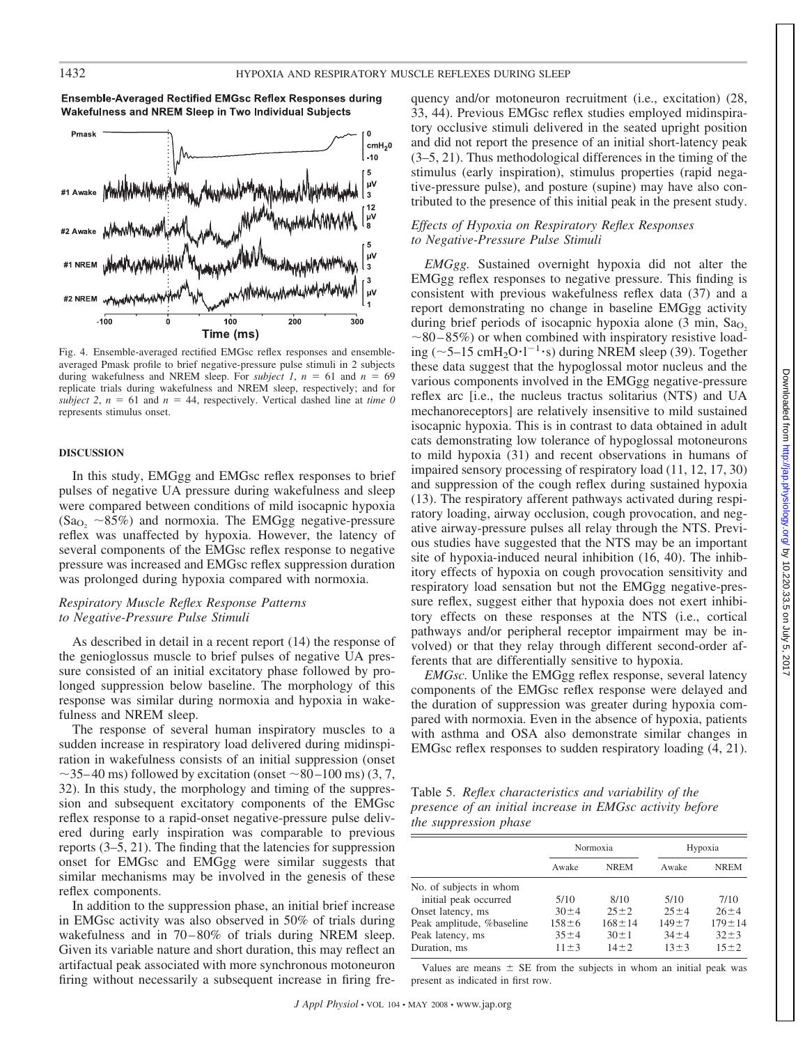**Ensemble-Averaged Rectified EMGsc Reflex Responses during Wakefulness and NREM Sleep in Two Individual Subjects**

Fig. 4. Ensemble-averaged rectified EMGsc reflex responses and ensemble-averaged Pmask profile to brief negative-pressure pulse stimuli in 2 subjects during wakefulness and NREM sleep. For *subject 1*, $n$ = 61 and $n$ = 69 replicate trials during wakefulness and NREM sleep, respectively; and for *subject 2*, $n$ = 61 and $n$ = 44, respectively. Vertical dashed line at *time 0* represents stimulus onset.

## DISCUSSION

In this study, EMGgg and EMGsc reflex responses to brief pulses of negative UA pressure during wakefulness and sleep were compared between conditions of mild isocapnic hypoxia ($Sa_{O_2}$ ~85%) and normoxia. The EMGgg negative-pressure reflex was unaffected by hypoxia. However, the latency of several components of the EMGsc reflex response to negative pressure was increased and EMGsc reflex suppression duration was prolonged during hypoxia compared with normoxia.

### *Respiratory Muscle Reflex Response Patterns to Negative-Pressure Pulse Stimuli*

As described in detail in a recent report (14) the response of the genioglossus muscle to brief pulses of negative UA pressure consisted of an initial excitatory phase followed by prolonged suppression below baseline. The morphology of this response was similar during normoxia and hypoxia in wakefulness and NREM sleep.

The response of several human inspiratory muscles to a sudden increase in respiratory load delivered during midinspiration in wakefulness consists of an initial suppression (onset ~35–40 ms) followed by excitation (onset ~80–100 ms) (3, 7, 32). In this study, the morphology and timing of the suppression and subsequent excitatory components of the EMGsc reflex response to a rapid-onset negative-pressure pulse delivered during early inspiration was comparable to previous reports (3–5, 21). The finding that the latencies for suppression onset for EMGsc and EMGgg were similar suggests that similar mechanisms may be involved in the genesis of these reflex components.

In addition to the suppression phase, an initial brief increase in EMGsc activity was also observed in 50% of trials during wakefulness and in 70–80% of trials during NREM sleep. Given its variable nature and short duration, this may reflect an artifactual peak associated with more synchronous motoneuron firing without necessarily a subsequent increase in firing frequency and/or motoneuron recruitment (i.e., excitation) (28, 33, 44). Previous EMGsc reflex studies employed midinspiratory occlusive stimuli delivered in the seated upright position and did not report the presence of an initial short-latency peak (3–5, 21). Thus methodological differences in the timing of the stimulus (early inspiration), stimulus properties (rapid negative-pressure pulse), and posture (supine) may have also contributed to the presence of this initial peak in the present study.

### *Effects of Hypoxia on Respiratory Reflex Responses to Negative-Pressure Pulse Stimuli*

*EMGgg.* Sustained overnight hypoxia did not alter the EMGgg reflex responses to negative pressure. This finding is consistent with previous wakefulness reflex data (37) and a report demonstrating no change in baseline EMGgg activity during brief periods of isocapnic hypoxia alone (3 min, $Sa_{O_2}$ ~80–85%) or when combined with inspiratory resistive loading (~5–15 $cmH_2O \cdot l^{-1} \cdot s$) during NREM sleep (39). Together these data suggest that the hypoglossal motor nucleus and the various components involved in the EMGgg negative-pressure reflex arc [i.e., the nucleus tractus solitarius (NTS) and UA mechanoreceptors] are relatively insensitive to mild sustained isocapnic hypoxia. This is in contrast to data obtained in adult cats demonstrating low tolerance of hypoglossal motoneurons to mild hypoxia (31) and recent observations in humans of impaired sensory processing of respiratory load (11, 12, 17, 30) and suppression of the cough reflex during sustained hypoxia (13). The respiratory afferent pathways activated during respiratory loading, airway occlusion, cough provocation, and negative airway-pressure pulses all relay through the NTS. Previous studies have suggested that the NTS may be an important site of hypoxia-induced neural inhibition (16, 40). The inhibitory effects of hypoxia on cough provocation sensitivity and respiratory load sensation but not the EMGgg negative-pressure reflex, suggest either that hypoxia does not exert inhibitory effects on these responses at the NTS (i.e., cortical pathways and/or peripheral receptor impairment may be involved) or that they relay through different second-order afferents that are differentially sensitive to hypoxia.

*EMGsc.* Unlike the EMGgg reflex response, several latency components of the EMGsc reflex response were delayed and the duration of suppression was greater during hypoxia compared with normoxia. Even in the absence of hypoxia, patients with asthma and OSA also demonstrate similar changes in EMGsc reflex responses to sudden respiratory loading (4, 21).

Table 5. *Reflex characteristics and variability of the presence of an initial increase in EMGsc activity before the suppression phase*

| | Normoxia | | Hypoxia | |
|---|---|---|---|---|
| | Awake | NREM | Awake | NREM |
| No. of subjects in whom initial peak occurred | 5/10 | 8/10 | 5/10 | 7/10 |
| Onset latency, ms | 30±4 | 25±2 | 25±4 | 26±4 |
| Peak amplitude, %baseline | 158±6 | 168±14 | 149±7 | 179±14 |
| Peak latency, ms | 35±4 | 30±1 | 34±4 | 32±3 |
| Duration, ms | 11±3 | 14±2 | 13±3 | 15±2 |

Values are means ± SE from the subjects in whom an initial peak was present as indicated in first row.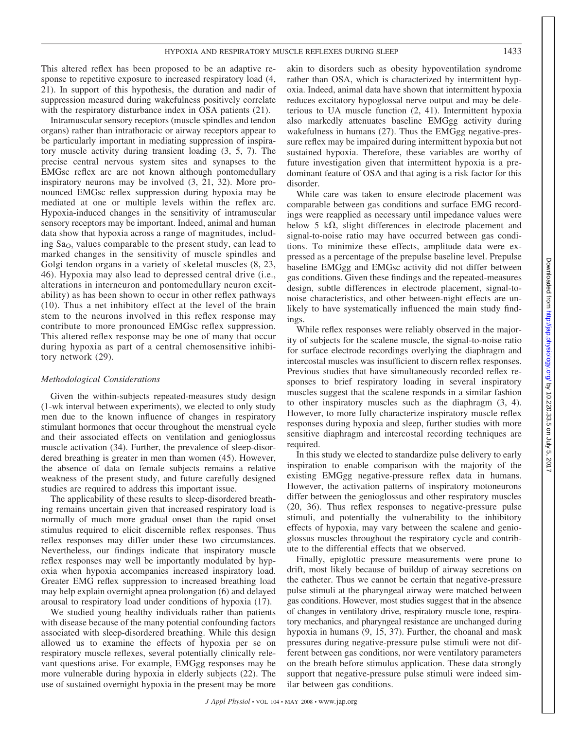This altered reflex has been proposed to be an adaptive response to repetitive exposure to increased respiratory load (4, 21). In support of this hypothesis, the duration and nadir of suppression measured during wakefulness positively correlate with the respiratory disturbance index in OSA patients (21).

Intramuscular sensory receptors (muscle spindles and tendon organs) rather than intrathoracic or airway receptors appear to be particularly important in mediating suppression of inspiratory muscle activity during transient loading (3, 5, 7). The precise central nervous system sites and synapses to the EMGsc reflex arc are not known although pontomedullary inspiratory neurons may be involved (3, 21, 32). More pronounced EMGsc reflex suppression during hypoxia may be mediated at one or multiple levels within the reflex arc. Hypoxia-induced changes in the sensitivity of intramuscular sensory receptors may be important. Indeed, animal and human data show that hypoxia across a range of magnitudes, including $Sa_{O_2}$ values comparable to the present study, can lead to marked changes in the sensitivity of muscle spindles and Golgi tendon organs in a variety of skeletal muscles (8, 23, 46). Hypoxia may also lead to depressed central drive (i.e., alterations in interneuron and pontomedullary neuron excitability) as has been shown to occur in other reflex pathways (10). Thus a net inhibitory effect at the level of the brain stem to the neurons involved in this reflex response may contribute to more pronounced EMGsc reflex suppression. This altered reflex response may be one of many that occur during hypoxia as part of a central chemosensitive inhibitory network (29).

### *Methodological Considerations*

Given the within-subjects repeated-measures study design (1-wk interval between experiments), we elected to only study men due to the known influence of changes in respiratory stimulant hormones that occur throughout the menstrual cycle and their associated effects on ventilation and genioglossus muscle activation (34). Further, the prevalence of sleep-disordered breathing is greater in men than women (45). However, the absence of data on female subjects remains a relative weakness of the present study, and future carefully designed studies are required to address this important issue.

The applicability of these results to sleep-disordered breathing remains uncertain given that increased respiratory load is normally of much more gradual onset than the rapid onset stimulus required to elicit discernible reflex responses. Thus reflex responses may differ under these two circumstances. Nevertheless, our findings indicate that inspiratory muscle reflex responses may well be importantly modulated by hypoxia when hypoxia accompanies increased inspiratory load. Greater EMG reflex suppression to increased breathing load may help explain overnight apnea prolongation (6) and delayed arousal to respiratory load under conditions of hypoxia (17).

We studied young healthy individuals rather than patients with disease because of the many potential confounding factors associated with sleep-disordered breathing. While this design allowed us to examine the effects of hypoxia per se on respiratory muscle reflexes, several potentially clinically relevant questions arise. For example, EMGgg responses may be more vulnerable during hypoxia in elderly subjects (22). The use of sustained overnight hypoxia in the present may be more akin to disorders such as obesity hypoventilation syndrome rather than OSA, which is characterized by intermittent hypoxia. Indeed, animal data have shown that intermittent hypoxia reduces excitatory hypoglossal nerve output and may be deleterious to UA muscle function (2, 41). Intermittent hypoxia also markedly attenuates baseline EMGgg activity during wakefulness in humans (27). Thus the EMGgg negative-pressure reflex may be impaired during intermittent hypoxia but not sustained hypoxia. Therefore, these variables are worthy of future investigation given that intermittent hypoxia is a predominant feature of OSA and that aging is a risk factor for this disorder.

While care was taken to ensure electrode placement was comparable between gas conditions and surface EMG recordings were reapplied as necessary until impedance values were below 5 kΩ, slight differences in electrode placement and signal-to-noise ratio may have occurred between gas conditions. To minimize these effects, amplitude data were expressed as a percentage of the prepulse baseline level. Prepulse baseline EMGgg and EMGsc activity did not differ between gas conditions. Given these findings and the repeated-measures design, subtle differences in electrode placement, signal-to-noise characteristics, and other between-night effects are unlikely to have systematically influenced the main study findings.

While reflex responses were reliably observed in the majority of subjects for the scalene muscle, the signal-to-noise ratio for surface electrode recordings overlying the diaphragm and intercostal muscles was insufficient to discern reflex responses. Previous studies that have simultaneously recorded reflex responses to brief respiratory loading in several inspiratory muscles suggest that the scalene responds in a similar fashion to other inspiratory muscles such as the diaphragm (3, 4). However, to more fully characterize inspiratory muscle reflex responses during hypoxia and sleep, further studies with more sensitive diaphragm and intercostal recording techniques are required.

In this study we elected to standardize pulse delivery to early inspiration to enable comparison with the majority of the existing EMGgg negative-pressure reflex data in humans. However, the activation patterns of inspiratory motoneurons differ between the genioglossus and other respiratory muscles (20, 36). Thus reflex responses to negative-pressure pulse stimuli, and potentially the vulnerability to the inhibitory effects of hypoxia, may vary between the scalene and genioglossus muscles throughout the respiratory cycle and contribute to the differential effects that we observed.

Finally, epiglottic pressure measurements were prone to drift, most likely because of buildup of airway secretions on the catheter. Thus we cannot be certain that negative-pressure pulse stimuli at the pharyngeal airway were matched between gas conditions. However, most studies suggest that in the absence of changes in ventilatory drive, respiratory muscle tone, respiratory mechanics, and pharyngeal resistance are unchanged during hypoxia in humans (9, 15, 37). Further, the choanal and mask pressures during negative-pressure pulse stimuli were not different between gas conditions, nor were ventilatory parameters on the breath before stimulus application. These data strongly support that negative-pressure pulse stimuli were indeed similar between gas conditions.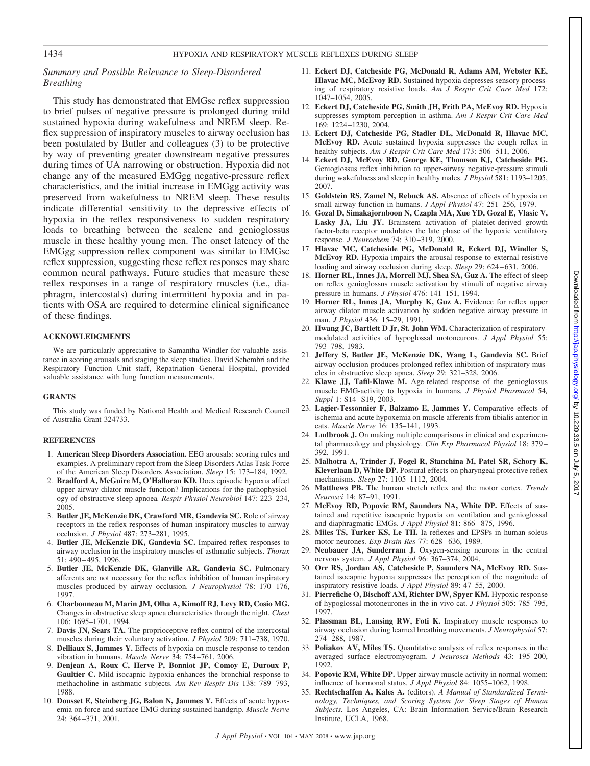### *Summary and Possible Relevance to Sleep-Disordered Breathing*

This study has demonstrated that EMGsc reflex suppression to brief pulses of negative pressure is prolonged during mild sustained hypoxia during wakefulness and NREM sleep. Reflex suppression of inspiratory muscles to airway occlusion has been postulated by Butler and colleagues (3) to be protective by way of preventing greater downstream negative pressures during times of UA narrowing or obstruction. Hypoxia did not change any of the measured EMGgg negative-pressure reflex characteristics, and the initial increase in EMGgg activity was preserved from wakefulness to NREM sleep. These results indicate differential sensitivity to the depressive effects of hypoxia in the reflex responsiveness to sudden respiratory loads to breathing between the scalene and genioglossus muscle in these healthy young men. The onset latency of the EMGgg suppression reflex component was similar to EMGsc reflex suppression, suggesting these reflex responses may share common neural pathways. Future studies that measure these reflex responses in a range of respiratory muscles (i.e., diaphragm, intercostals) during intermittent hypoxia and in patients with OSA are required to determine clinical significance of these findings.

#### ACKNOWLEDGMENTS

We are particularly appreciative to Samantha Windler for valuable assistance in scoring arousals and staging the sleep studies. David Schembri and the Respiratory Function Unit staff, Repatriation General Hospital, provided valuable assistance with lung function measurements.

#### GRANTS

This study was funded by National Health and Medical Research Council of Australia Grant 324733.

#### REFERENCES

1. **American Sleep Disorders Association.** EEG arousals: scoring rules and examples. A preliminary report from the Sleep Disorders Atlas Task Force of the American Sleep Disorders Association. *Sleep* 15: 173–184, 1992.
2. **Bradford A, McGuire M, O'Halloran KD.** Does episodic hypoxia affect upper airway dilator muscle function? Implications for the pathophysiology of obstructive sleep apnoea*. Respir Physiol Neurobiol* 147: 223–234, 2005.
3. **Butler JE, McKenzie DK, Crawford MR, Gandevia SC.** Role of airway receptors in the reflex responses of human inspiratory muscles to airway occlusion. *J Physiol* 487: 273–281, 1995.
4. **Butler JE, McKenzie DK, Gandevia SC.** Impaired reflex responses to airway occlusion in the inspiratory muscles of asthmatic subjects. *Thorax* 51: 490–495, 1996.
5. **Butler JE, McKenzie DK, Glanville AR, Gandevia SC.** Pulmonary afferents are not necessary for the reflex inhibition of human inspiratory muscles produced by airway occlusion. *J Neurophysiol* 78: 170–176, 1997.
6. **Charbonneau M, Marin JM, Olha A, Kimoff RJ, Levy RD, Cosio MG.** Changes in obstructive sleep apnea characteristics through the night. *Chest* 106: 1695–1701, 1994.
7. **Davis JN, Sears TA.** The proprioceptive reflex control of the intercostal muscles during their voluntary activation. *J Physiol* 209: 711–738, 1970.
8. **Delliaux S, Jammes Y.** Effects of hypoxia on muscle response to tendon vibration in humans. *Muscle Nerve* 34: 754–761, 2006.
9. **Denjean A, Roux C, Herve P, Bonniot JP, Comoy E, Duroux P, Gaultier C.** Mild isocapnic hypoxia enhances the bronchial response to methacholine in asthmatic subjects. *Am Rev Respir Dis* 138: 789–793, 1988.
10. **Dousset E, Steinberg JG, Balon N, Jammes Y.** Effects of acute hypoxemia on force and surface EMG during sustained handgrip. *Muscle Nerve* 24: 364–371, 2001.
11. **Eckert DJ, Catcheside PG, McDonald R, Adams AM, Webster KE, Hlavac MC, McEvoy RD.** Sustained hypoxia depresses sensory processing of respiratory resistive loads. *Am J Respir Crit Care Med* 172: 1047–1054, 2005.
12. **Eckert DJ, Catcheside PG, Smith JH, Frith PA, McEvoy RD.** Hypoxia suppresses symptom perception in asthma. *Am J Respir Crit Care Med* 169: 1224–1230, 2004.
13. **Eckert DJ, Catcheside PG, Stadler DL, McDonald R, Hlavac MC, McEvoy RD.** Acute sustained hypoxia suppresses the cough reflex in healthy subjects. *Am J Respir Crit Care Med* 173: 506–511, 2006.
14. **Eckert DJ, McEvoy RD, George KE, Thomson KJ, Catcheside PG.** Genioglossus reflex inhibition to upper-airway negative-pressure stimuli during wakefulness and sleep in healthy males. *J Physiol* 581: 1193–1205, 2007.
15. **Goldstein RS, Zamel N, Rebuck AS.** Absence of effects of hypoxia on small airway function in humans. *J Appl Physiol* 47: 251–256, 1979.
16. **Gozal D, Simakajornboon N, Czapla MA, Xue YD, Gozal E, Vlasic V, Lasky JA, Liu JY.** Brainstem activation of platelet-derived growth factor-beta receptor modulates the late phase of the hypoxic ventilatory response. *J Neurochem* 74: 310–319, 2000.
17. **Hlavac MC, Catcheside PG, McDonald R, Eckert DJ, Windler S, McEvoy RD.** Hypoxia impairs the arousal response to external resistive loading and airway occlusion during sleep. *Sleep* 29: 624–631, 2006.
18. **Horner RL, Innes JA, Morrell MJ, Shea SA, Guz A.** The effect of sleep on reflex genioglossus muscle activation by stimuli of negative airway pressure in humans. *J Physiol* 476: 141–151, 1994.
19. **Horner RL, Innes JA, Murphy K, Guz A.** Evidence for reflex upper airway dilator muscle activation by sudden negative airway pressure in man. *J Physiol* 436: 15–29, 1991.
20. **Hwang JC, Bartlett D Jr, St. John WM.** Characterization of respiratory-modulated activities of hypoglossal motoneurons*. J Appl Physiol* 55: 793–798, 1983.
21. **Jeffery S, Butler JE, McKenzie DK, Wang L, Gandevia SC.** Brief airway occlusion produces prolonged reflex inhibition of inspiratory muscles in obstructive sleep apnea. *Sleep* 29: 321–328, 2006.
22. **Klawe JJ, Tafil-Klawe M.** Age-related response of the genioglossus muscle EMG-activity to hypoxia in humans*. J Physiol Pharmacol* 54*, Suppl* 1: S14–S19, 2003.
23. **Lagier-Tessonnier F, Balzamo E, Jammes Y.** Comparative effects of ischemia and acute hypoxemia on muscle afferents from tibialis anterior in cats. *Muscle Nerve* 16: 135–141, 1993.
24. **Ludbrook J.** On making multiple comparisons in clinical and experimental pharmacology and physiology. *Clin Exp Pharmacol Physiol* 18: 379–392, 1991.
25. **Malhotra A, Trinder J, Fogel R, Stanchina M, Patel SR, Schory K, Kleverlaan D, White DP.** Postural effects on pharyngeal protective reflex mechanisms. *Sleep* 27: 1105–1112, 2004.
26. **Matthews PB.** The human stretch reflex and the motor cortex. *Trends Neurosci* 14: 87–91, 1991.
27. **McEvoy RD, Popovic RM, Saunders NA, White DP.** Effects of sustained and repetitive isocapnic hypoxia on ventilation and genioglossal and diaphragmatic EMGs. *J Appl Physiol* 81: 866–875, 1996.
28. **Miles TS, Turker KS, Le TH.** Ia reflexes and EPSPs in human soleus motor neurones. *Exp Brain Res* 77: 628–636, 1989.
29. **Neubauer JA, Sunderram J.** Oxygen-sensing neurons in the central nervous system. *J Appl Physiol* 96: 367–374, 2004.
30. **Orr RS, Jordan AS, Catcheside P, Saunders NA, McEvoy RD.** Sustained isocapnic hypoxia suppresses the perception of the magnitude of inspiratory resistive loads. *J Appl Physiol* 89: 47–55, 2000.
31. **Pierrefiche O, Bischoff AM, Richter DW, Spyer KM.** Hypoxic response of hypoglossal motoneurones in the in vivo cat. *J Physiol* 505: 785–795, 1997.
32. **Plassman BL, Lansing RW, Foti K.** Inspiratory muscle responses to airway occlusion during learned breathing movements. *J Neurophysiol* 57: 274–288, 1987.
33. **Poliakov AV, Miles TS.** Quantitative analysis of reflex responses in the averaged surface electromyogram. *J Neurosci Methods* 43: 195–200, 1992.
34. **Popovic RM, White DP.** Upper airway muscle activity in normal women: influence of hormonal status. *J Appl Physiol* 84: 1055–1062, 1998.
35. **Rechtschaffen A, Kales A.** (editors). *A Manual of Standardized Terminology, Techniques, and Scoring System for Sleep Stages of Human Subjects.* Los Angeles, CA: Brain Information Service/Brain Research Institute, UCLA, 1968.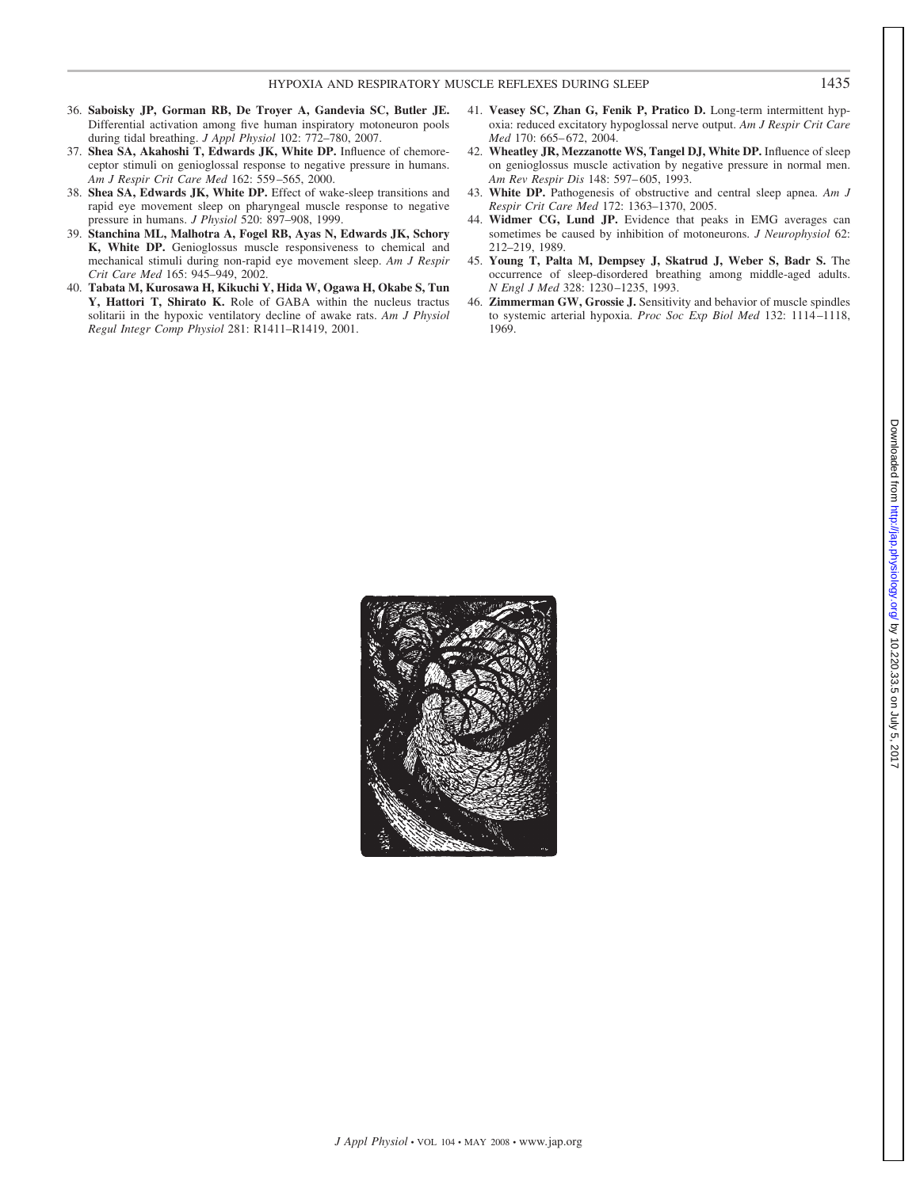36. **Saboisky JP, Gorman RB, De Troyer A, Gandevia SC, Butler JE.** Differential activation among five human inspiratory motoneuron pools during tidal breathing. *J Appl Physiol* 102: 772–780, 2007.
37. **Shea SA, Akahoshi T, Edwards JK, White DP.** Influence of chemoreceptor stimuli on genioglossal response to negative pressure in humans. *Am J Respir Crit Care Med* 162: 559–565, 2000.
38. **Shea SA, Edwards JK, White DP.** Effect of wake-sleep transitions and rapid eye movement sleep on pharyngeal muscle response to negative pressure in humans. *J Physiol* 520: 897–908, 1999.
39. **Stanchina ML, Malhotra A, Fogel RB, Ayas N, Edwards JK, Schory K, White DP.** Genioglossus muscle responsiveness to chemical and mechanical stimuli during non-rapid eye movement sleep. *Am J Respir Crit Care Med* 165: 945–949, 2002.
40. **Tabata M, Kurosawa H, Kikuchi Y, Hida W, Ogawa H, Okabe S, Tun Y, Hattori T, Shirato K.** Role of GABA within the nucleus tractus solitarii in the hypoxic ventilatory decline of awake rats. *Am J Physiol Regul Integr Comp Physiol* 281: R1411–R1419, 2001.
41. **Veasey SC, Zhan G, Fenik P, Pratico D.** Long-term intermittent hypoxia: reduced excitatory hypoglossal nerve output. *Am J Respir Crit Care Med* 170: 665–672, 2004.
42. **Wheatley JR, Mezzanotte WS, Tangel DJ, White DP.** Influence of sleep on genioglossus muscle activation by negative pressure in normal men. *Am Rev Respir Dis* 148: 597–605, 1993.
43. **White DP.** Pathogenesis of obstructive and central sleep apnea. *Am J Respir Crit Care Med* 172: 1363–1370, 2005.
44. **Widmer CG, Lund JP.** Evidence that peaks in EMG averages can sometimes be caused by inhibition of motoneurons. *J Neurophysiol* 62: 212–219, 1989.
45. **Young T, Palta M, Dempsey J, Skatrud J, Weber S, Badr S.** The occurrence of sleep-disordered breathing among middle-aged adults. *N Engl J Med* 328: 1230–1235, 1993.
46. **Zimmerman GW, Grossie J.** Sensitivity and behavior of muscle spindles to systemic arterial hypoxia. *Proc Soc Exp Biol Med* 132: 1114–1118, 1969.